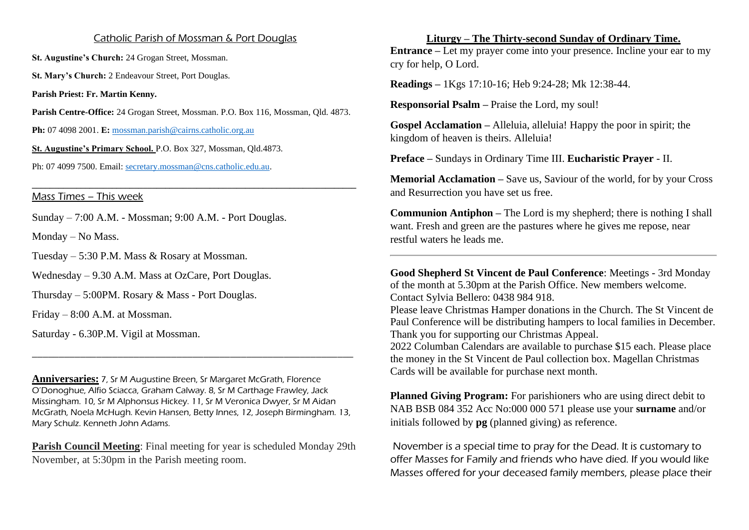## Catholic Parish of Mossman & Port Douglas

**St. Augustine's Church:** 24 Grogan Street, Mossman.

**St. Mary's Church:** 2 Endeavour Street, Port Douglas.

**Parish Priest: Fr. Martin Kenny.**

**Parish Centre-Office:** 24 Grogan Street, Mossman. P.O. Box 116, Mossman, Qld. 4873.

**Ph:** 07 4098 2001. **E:** mossman.parish@cairns.catholic.org.au

**St. Augustine's Primary School.** P.O. Box 327, Mossman, Qld.4873.

Ph: 07 4099 7500. Email: secretary.mossman@cns.catholic.edu.au.

---

### Mass Times – This week

Sunday – 7:00 A.M. - Mossman; 9:00 A.M. - Port Douglas.

Monday – No Mass.

Tuesday – 5:30 P.M. Mass & Rosary at Mossman.

Wednesday – 9.30 A.M. Mass at OzCare, Port Douglas.

Thursday – 5:00PM. Rosary & Mass - Port Douglas.

Friday – 8:00 A.M. at Mossman.

Saturday - 6.30P.M. Vigil at Mossman.

---

**Anniversaries:** 7, Sr M Augustine Breen, Sr Margaret McGrath, Florence O'Donoghue, Alfio Sciacca, Graham Calway. 8, Sr M Carthage Frawley, Jack Missingham. 10, Sr M Alphonsus Hickey. 11, Sr M Veronica Dwyer, Sr M Aidan McGrath, Noela McHugh. Kevin Hansen, Betty Innes, 12, Joseph Birmingham. 13, Mary Schulz. Kenneth John Adams.

**Parish Council Meeting**: Final meeting for year is scheduled Monday 29th November, at 5:30pm in the Parish meeting room.

## Liturgy – The Thirty-second Sunday of Ordinary Time.

**Entrance –** Let my prayer come into your presence. Incline your ear to my cry for help, O Lord.

**Readings –** 1Kgs 17:10-16; Heb 9:24-28; Mk 12:38-44.

**Responsorial Psalm –** Praise the Lord, my soul!

**Gospel Acclamation –** Alleluia, alleluia! Happy the poor in spirit; the kingdom of heaven is theirs. Alleluia!

**Preface –** Sundays in Ordinary Time III. **Eucharistic Prayer** - II.

**Memorial Acclamation –** Save us, Saviour of the world, for by your Cross and Resurrection you have set us free.

**Communion Antiphon –** The Lord is my shepherd; there is nothing I shall want. Fresh and green are the pastures where he gives me repose, near restful waters he leads me.

---

**Good Shepherd St Vincent de Paul Conference**: Meetings - 3rd Monday of the month at 5.30pm at the Parish Office. New members welcome. Contact Sylvia Bellero: 0438 984 918.
Please leave Christmas Hamper donations in the Church. The St Vincent de Paul Conference will be distributing hampers to local families in December. Thank you for supporting our Christmas Appeal.
2022 Columban Calendars are available to purchase $15 each. Please place the money in the St Vincent de Paul collection box. Magellan Christmas Cards will be available for purchase next month.

**Planned Giving Program:** For parishioners who are using direct debit to NAB BSB 084 352 Acc No:000 000 571 please use your **surname** and/or initials followed by **pg** (planned giving) as reference.

November is a special time to pray for the Dead. It is customary to offer Masses for Family and friends who have died. If you would like Masses offered for your deceased family members, please place their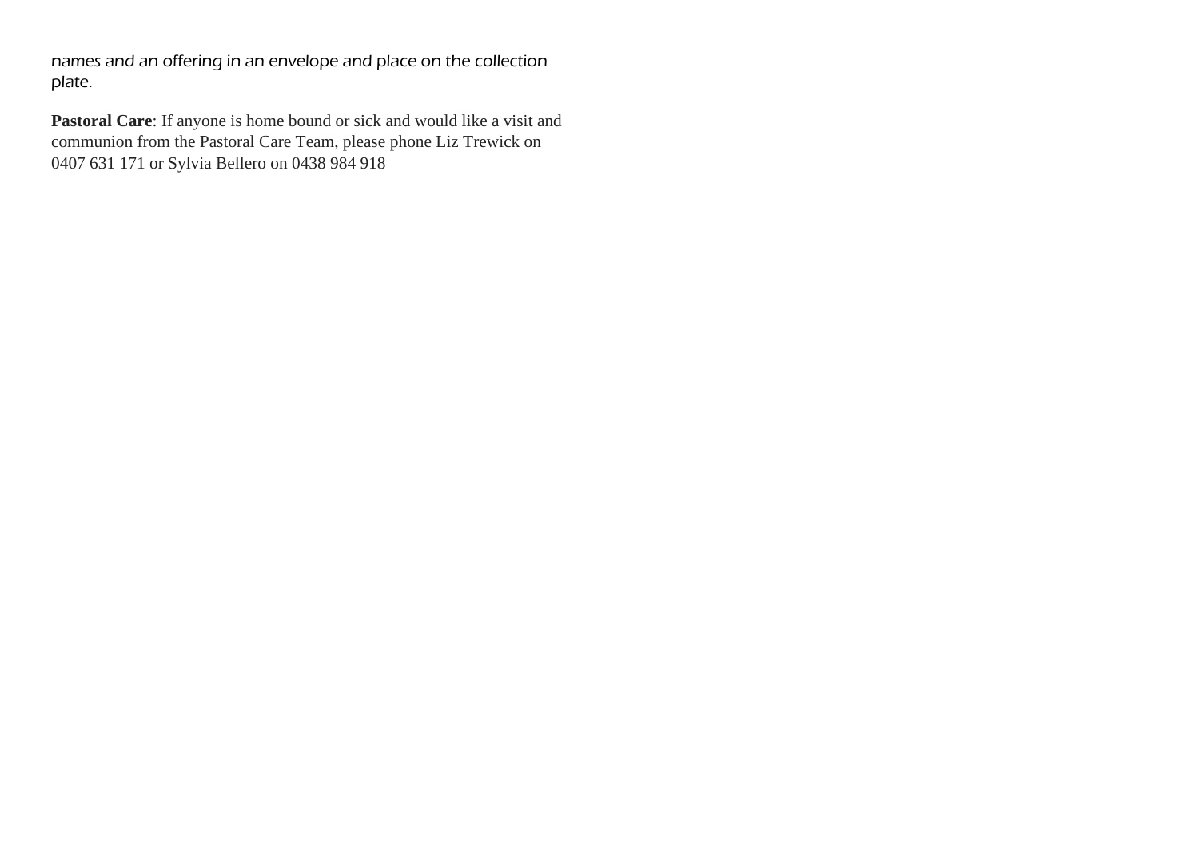*names and an offering in an envelope and place on the collection plate.*

**Pastoral Care**: If anyone is home bound or sick and would like a visit and communion from the Pastoral Care Team, please phone Liz Trewick on 0407 631 171 or Sylvia Bellero on 0438 984 918